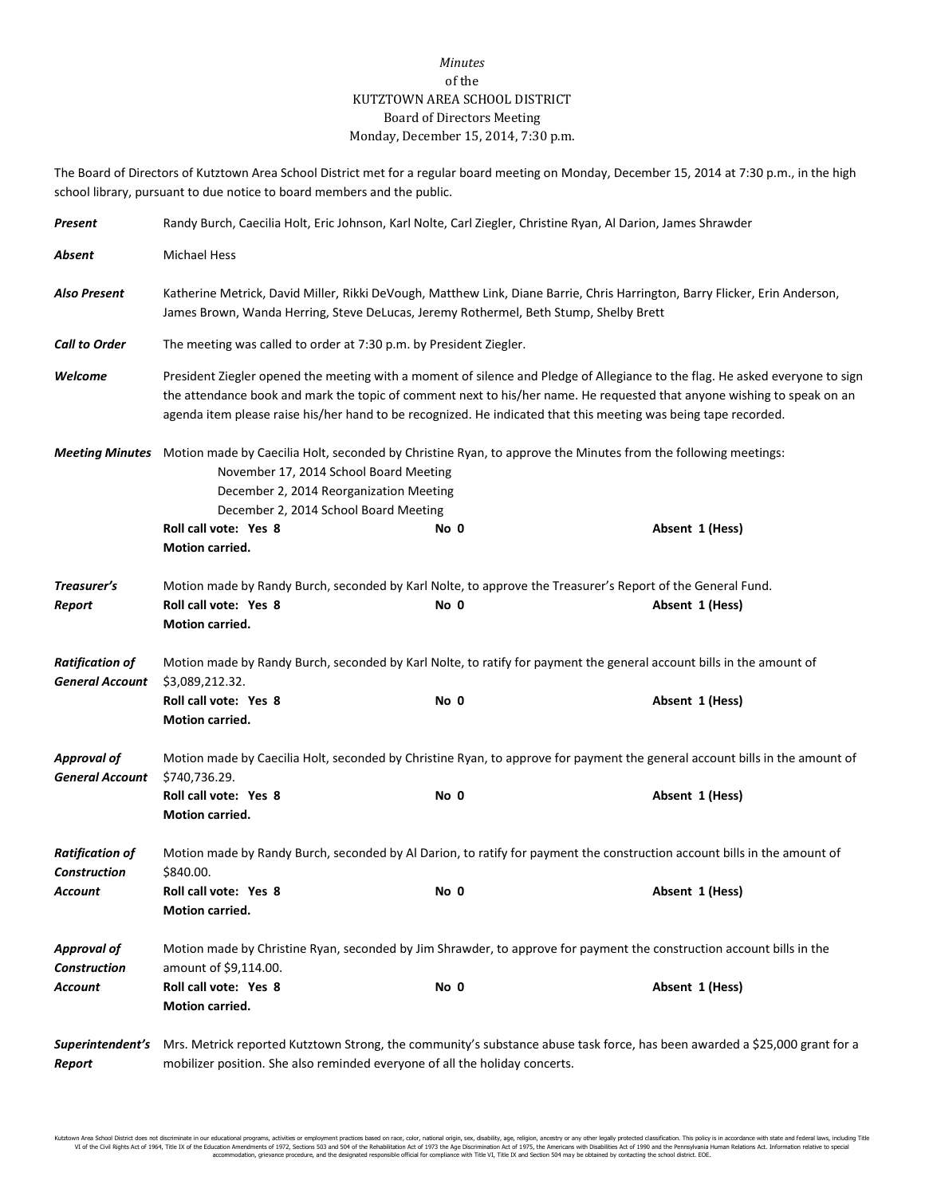*Minutes*
of the
KUTZTOWN AREA SCHOOL DISTRICT
Board of Directors Meeting
Monday, December 15, 2014, 7:30 p.m.

The Board of Directors of Kutztown Area School District met for a regular board meeting on Monday, December 15, 2014 at 7:30 p.m., in the high school library, pursuant to due notice to board members and the public.

***Present*** Randy Burch, Caecilia Holt, Eric Johnson, Karl Nolte, Carl Ziegler, Christine Ryan, Al Darion, James Shrawder

***Absent*** Michael Hess

***Also Present*** Katherine Metrick, David Miller, Rikki DeVough, Matthew Link, Diane Barrie, Chris Harrington, Barry Flicker, Erin Anderson, James Brown, Wanda Herring, Steve DeLucas, Jeremy Rothermel, Beth Stump, Shelby Brett

***Call to Order*** The meeting was called to order at 7:30 p.m. by President Ziegler.

***Welcome*** President Ziegler opened the meeting with a moment of silence and Pledge of Allegiance to the flag. He asked everyone to sign the attendance book and mark the topic of comment next to his/her name. He requested that anyone wishing to speak on an agenda item please raise his/her hand to be recognized. He indicated that this meeting was being tape recorded.

***Meeting Minutes*** Motion made by Caecilia Holt, seconded by Christine Ryan, to approve the Minutes from the following meetings:

November 17, 2014 School Board Meeting
December 2, 2014 Reorganization Meeting
December 2, 2014 School Board Meeting

**Roll call vote: Yes 8** **No 0** **Absent 1 (Hess)**
**Motion carried.**

***Treasurer's Report*** Motion made by Randy Burch, seconded by Karl Nolte, to approve the Treasurer's Report of the General Fund.

**Roll call vote: Yes 8** **No 0** **Absent 1 (Hess)**
**Motion carried.**

***Ratification of General Account*** Motion made by Randy Burch, seconded by Karl Nolte, to ratify for payment the general account bills in the amount of $3,089,212.32.

**Roll call vote: Yes 8** **No 0** **Absent 1 (Hess)**
**Motion carried.**

***Approval of General Account*** Motion made by Caecilia Holt, seconded by Christine Ryan, to approve for payment the general account bills in the amount of $740,736.29.

**Roll call vote: Yes 8** **No 0** **Absent 1 (Hess)**
**Motion carried.**

***Ratification of Construction Account*** Motion made by Randy Burch, seconded by Al Darion, to ratify for payment the construction account bills in the amount of $840.00.

**Roll call vote: Yes 8** **No 0** **Absent 1 (Hess)**
**Motion carried.**

***Approval of Construction Account*** Motion made by Christine Ryan, seconded by Jim Shrawder, to approve for payment the construction account bills in the amount of $9,114.00.

**Roll call vote: Yes 8** **No 0** **Absent 1 (Hess)**
**Motion carried.**

***Superintendent's Report*** Mrs. Metrick reported Kutztown Strong, the community's substance abuse task force, has been awarded a $25,000 grant for a mobilizer position. She also reminded everyone of all the holiday concerts.

Kutztown Area School District does not discriminate in our educational programs, activities or employment practices based on race, color, national origin, sex, disability, age, religion, ancestry or any other legally protected classification. This policy is in accordance with state and federal laws, including Title VI of the Civil Rights Act of 1964, Title IX of the Education Amendments of 1972, Sections 503 and 504 of the Rehabilitation Act of 1973 the Age Discrimination Act of 1975, the Americans with Disabilities Act of 1990 and the Pennsylvania Human Relations Act. Information relative to special accommodation, grievance procedure, and the designated responsible official for compliance with Title VI, Title IX and Section 504 may be obtained by contacting the school district. EOE.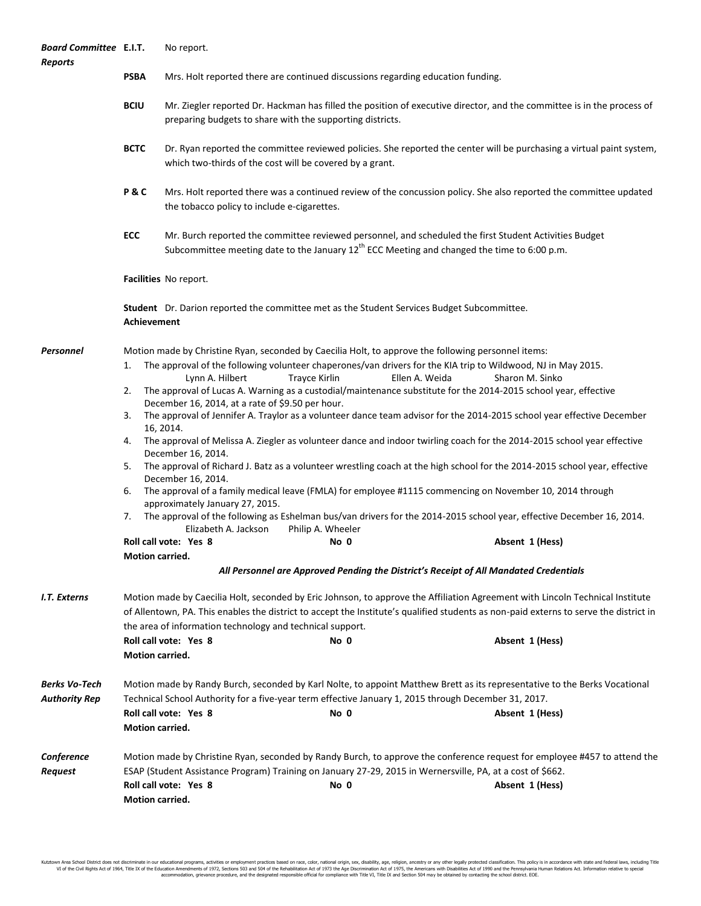**Board Committee Reports**

**E.I.T.** No report.

**PSBA** Mrs. Holt reported there are continued discussions regarding education funding.

**BCIU** Mr. Ziegler reported Dr. Hackman has filled the position of executive director, and the committee is in the process of preparing budgets to share with the supporting districts.

**BCTC** Dr. Ryan reported the committee reviewed policies. She reported the center will be purchasing a virtual paint system, which two-thirds of the cost will be covered by a grant.

**P & C** Mrs. Holt reported there was a continued review of the concussion policy. She also reported the committee updated the tobacco policy to include e-cigarettes.

**ECC** Mr. Burch reported the committee reviewed personnel, and scheduled the first Student Activities Budget Subcommittee meeting date to the January 12th ECC Meeting and changed the time to 6:00 p.m.

**Facilities** No report.

**Student Achievement** Dr. Darion reported the committee met as the Student Services Budget Subcommittee.

***Personnel***

Motion made by Christine Ryan, seconded by Caecilia Holt, to approve the following personnel items:

1. The approval of the following volunteer chaperones/van drivers for the KIA trip to Wildwood, NJ in May 2015.
   Lynn A. Hilbert Trayce Kirlin Ellen A. Weida Sharon M. Sinko
2. The approval of Lucas A. Warning as a custodial/maintenance substitute for the 2014-2015 school year, effective December 16, 2014, at a rate of $9.50 per hour.
3. The approval of Jennifer A. Traylor as a volunteer dance team advisor for the 2014-2015 school year effective December 16, 2014.
4. The approval of Melissa A. Ziegler as volunteer dance and indoor twirling coach for the 2014-2015 school year effective December 16, 2014.
5. The approval of Richard J. Batz as a volunteer wrestling coach at the high school for the 2014-2015 school year, effective December 16, 2014.
6. The approval of a family medical leave (FMLA) for employee #1115 commencing on November 10, 2014 through approximately January 27, 2015.
7. The approval of the following as Eshelman bus/van drivers for the 2014-2015 school year, effective December 16, 2014.
   Elizabeth A. Jackson Philip A. Wheeler

**Roll call vote: Yes 8** **No 0** **Absent 1 (Hess)**
**Motion carried.**

***All Personnel are Approved Pending the District's Receipt of All Mandated Credentials***

***I.T. Externs***

Motion made by Caecilia Holt, seconded by Eric Johnson, to approve the Affiliation Agreement with Lincoln Technical Institute of Allentown, PA. This enables the district to accept the Institute's qualified students as non-paid externs to serve the district in the area of information technology and technical support.

**Roll call vote: Yes 8** **No 0** **Absent 1 (Hess)**
**Motion carried.**

***Berks Vo-Tech Authority Rep***

Motion made by Randy Burch, seconded by Karl Nolte, to appoint Matthew Brett as its representative to the Berks Vocational Technical School Authority for a five-year term effective January 1, 2015 through December 31, 2017.

**Roll call vote: Yes 8** **No 0** **Absent 1 (Hess)**
**Motion carried.**

***Conference Request***

Motion made by Christine Ryan, seconded by Randy Burch, to approve the conference request for employee #457 to attend the ESAP (Student Assistance Program) Training on January 27-29, 2015 in Wernersville, PA, at a cost of $662.

**Roll call vote: Yes 8** **No 0** **Absent 1 (Hess)**
**Motion carried.**

Kutztown Area School District does not discriminate in our educational programs, activities or employment practices based on race, color, national origin, sex, disability, age, religion, ancestry or any other legally protected classification. This policy is in accordance with state and federal laws, including Title VI of the Civil Rights Act of 1964, Title IX of the Education Amendments of 1972, Sections 503 and 504 of the Rehabilitation Act of 1973 the Age Discrimination Act of 1975, the Americans with Disabilities Act of 1990 and the Pennsylvania Human Relations Act. Information relative to special accommodation, grievance procedure, and the designated responsible official for compliance with Title VI, Title IX and Section 504 may be obtained by contacting the school district. EOE.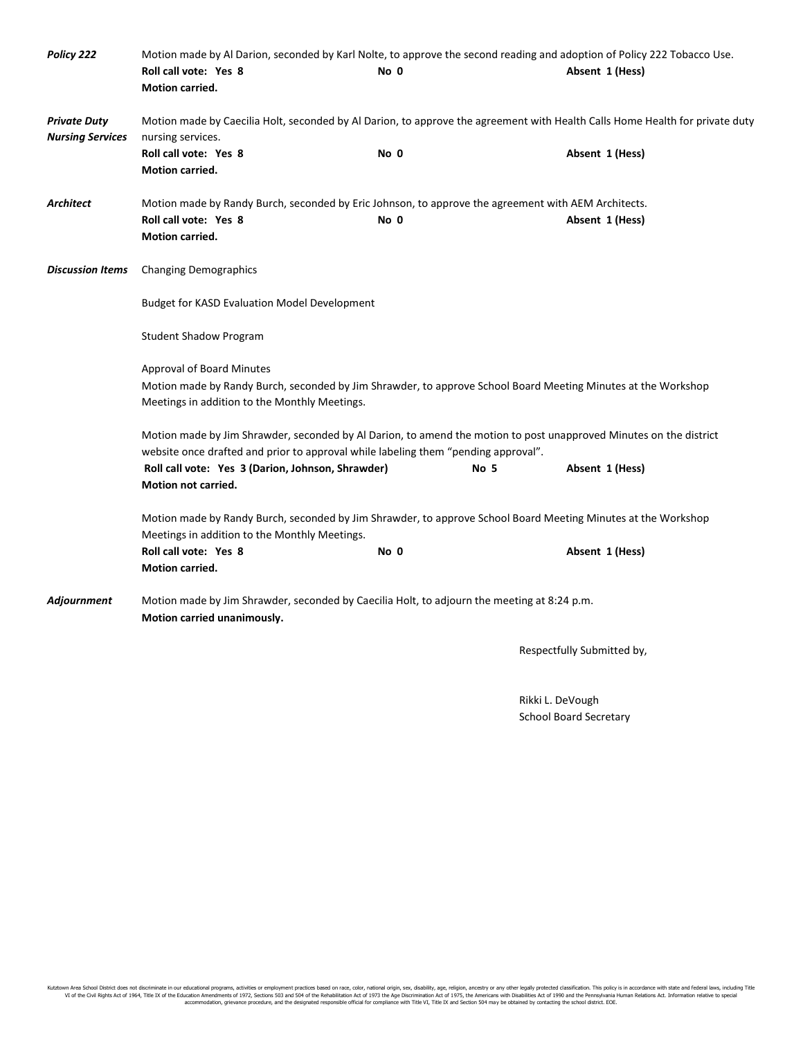***Policy 222***

Motion made by Al Darion, seconded by Karl Nolte, to approve the second reading and adoption of Policy 222 Tobacco Use.

**Roll call vote: Yes 8** **No 0** **Absent 1 (Hess)**

**Motion carried.**

***Private Duty Nursing Services***

Motion made by Caecilia Holt, seconded by Al Darion, to approve the agreement with Health Calls Home Health for private duty nursing services.

**Roll call vote: Yes 8** **No 0** **Absent 1 (Hess)**

**Motion carried.**

***Architect***

Motion made by Randy Burch, seconded by Eric Johnson, to approve the agreement with AEM Architects.

**Roll call vote: Yes 8** **No 0** **Absent 1 (Hess)**

**Motion carried.**

***Discussion Items***

Changing Demographics

Budget for KASD Evaluation Model Development

Student Shadow Program

Approval of Board Minutes

Motion made by Randy Burch, seconded by Jim Shrawder, to approve School Board Meeting Minutes at the Workshop Meetings in addition to the Monthly Meetings.

Motion made by Jim Shrawder, seconded by Al Darion, to amend the motion to post unapproved Minutes on the district website once drafted and prior to approval while labeling them "pending approval".

**Roll call vote: Yes 3 (Darion, Johnson, Shrawder)** **No 5** **Absent 1 (Hess)**

**Motion not carried.**

Motion made by Randy Burch, seconded by Jim Shrawder, to approve School Board Meeting Minutes at the Workshop Meetings in addition to the Monthly Meetings.

**Roll call vote: Yes 8** **No 0** **Absent 1 (Hess)**

**Motion carried.**

***Adjournment***

Motion made by Jim Shrawder, seconded by Caecilia Holt, to adjourn the meeting at 8:24 p.m.

**Motion carried unanimously.**

Respectfully Submitted by,

Rikki L. DeVough
School Board Secretary

Kutztown Area School District does not discriminate in our educational programs, activities or employment practices based on race, color, national origin, sex, disability, age, religion, ancestry or any other legally protected classification. This policy is in accordance with state and federal laws, including Title VI of the Civil Rights Act of 1964, Title IX of the Education Amendments of 1972, Sections 503 and 504 of the Rehabilitation Act of 1973 the Age Discrimination Act of 1975, the Americans with Disabilities Act of 1990 and the Pennsylvania Human Relations Act. Information relative to special accommodation, grievance procedure, and the designated responsible official for compliance with Title VI, Title IX and Section 504 may be obtained by contacting the school district. EOE.